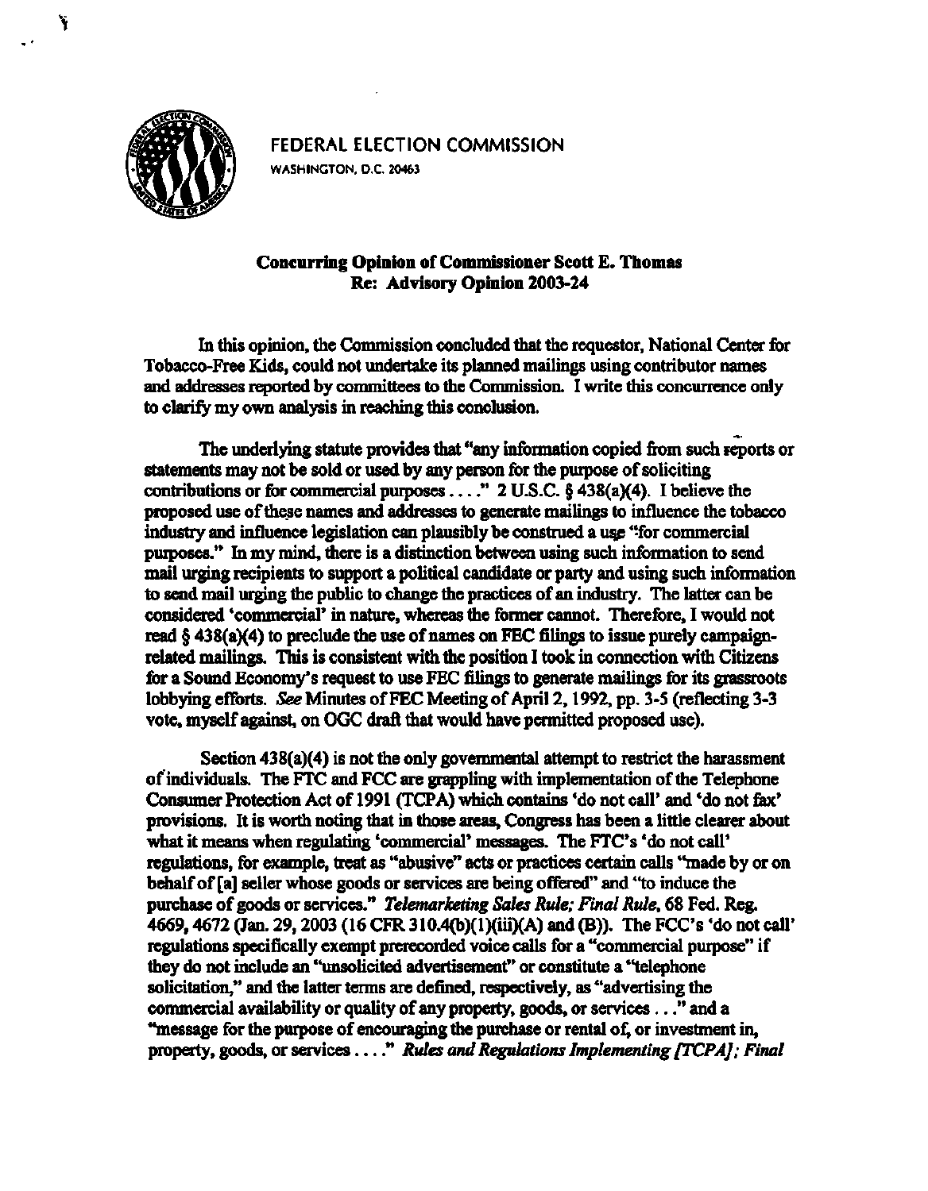FEDERAL ELECTION COMMISSION
WASHINGTON, D.C. 20463

**Concurring Opinion of Commissioner Scott E. Thomas**
**Re: Advisory Opinion 2003-24**

In this opinion, the Commission concluded that the requestor, National Center for Tobacco-Free Kids, could not undertake its planned mailings using contributor names and addresses reported by committees to the Commission. I write this concurrence only to clarify my own analysis in reaching this conclusion.

The underlying statute provides that "any information copied from such reports or statements may not be sold or used by any person for the purpose of soliciting contributions or for commercial purposes . . . ." 2 U.S.C. § 438(a)(4). I believe the proposed use of these names and addresses to generate mailings to influence the tobacco industry and influence legislation can plausibly be construed a use "for commercial purposes." In my mind, there is a distinction between using such information to send mail urging recipients to support a political candidate or party and using such information to send mail urging the public to change the practices of an industry. The latter can be considered 'commercial' in nature, whereas the former cannot. Therefore, I would not read § 438(a)(4) to preclude the use of names on FEC filings to issue purely campaign-related mailings. This is consistent with the position I took in connection with Citizens for a Sound Economy's request to use FEC filings to generate mailings for its grassroots lobbying efforts. *See* Minutes of FEC Meeting of April 2, 1992, pp. 3-5 (reflecting 3-3 vote, myself against, on OGC draft that would have permitted proposed use).

Section 438(a)(4) is not the only governmental attempt to restrict the harassment of individuals. The FTC and FCC are grappling with implementation of the Telephone Consumer Protection Act of 1991 (TCPA) which contains 'do not call' and 'do not fax' provisions. It is worth noting that in those areas, Congress has been a little clearer about what it means when regulating 'commercial' messages. The FTC's 'do not call' regulations, for example, treat as "abusive" acts or practices certain calls "made by or on behalf of [a] seller whose goods or services are being offered" and "to induce the purchase of goods or services." *Telemarketing Sales Rule; Final Rule*, 68 Fed. Reg. 4669, 4672 (Jan. 29, 2003 (16 CFR 310.4(b)(1)(iii)(A) and (B)). The FCC's 'do not call' regulations specifically exempt prerecorded voice calls for a "commercial purpose" if they do not include an "unsolicited advertisement" or constitute a "telephone solicitation," and the latter terms are defined, respectively, as "advertising the commercial availability or quality of any property, goods, or services . . ." and a "message for the purpose of encouraging the purchase or rental of, or investment in, property, goods, or services . . . ." *Rules and Regulations Implementing [TCPA]; Final*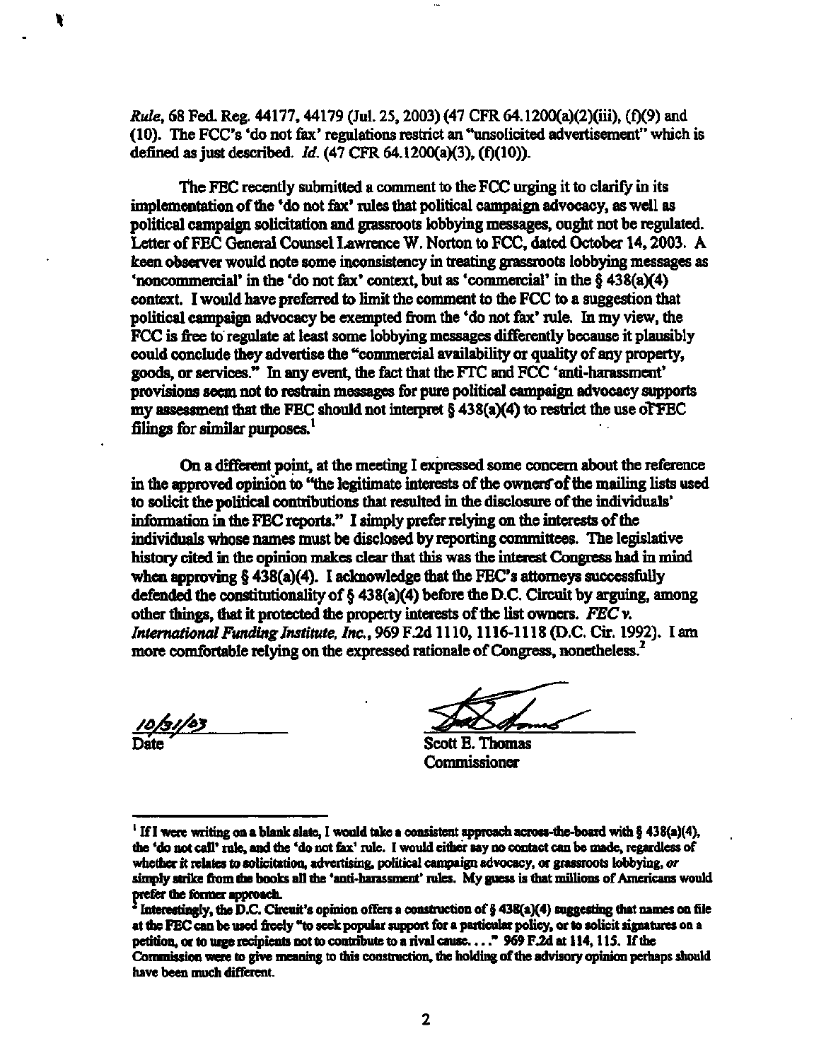*Rule*, 68 Fed. Reg. 44177, 44179 (Jul. 25, 2003) (47 CFR 64.1200(a)(2)(iii), (f)(9) and (10). The FCC's 'do not fax' regulations restrict an "unsolicited advertisement" which is defined as just described. *Id.* (47 CFR 64.1200(a)(3), (f)(10)).

The FEC recently submitted a comment to the FCC urging it to clarify in its implementation of the 'do not fax' rules that political campaign advocacy, as well as political campaign solicitation and grassroots lobbying messages, ought not be regulated. Letter of FEC General Counsel Lawrence W. Norton to FCC, dated October 14, 2003. A keen observer would note some inconsistency in treating grassroots lobbying messages as 'noncommercial' in the 'do not fax' context, but as 'commercial' in the § 438(a)(4) context. I would have preferred to limit the comment to the FCC to a suggestion that political campaign advocacy be exempted from the 'do not fax' rule. In my view, the FCC is free to regulate at least some lobbying messages differently because it plausibly could conclude they advertise the "commercial availability or quality of any property, goods, or services." In any event, the fact that the FTC and FCC 'anti-harassment' provisions seem not to restrain messages for pure political campaign advocacy supports my assessment that the FEC should not interpret § 438(a)(4) to restrict the use of FEC filings for similar purposes.[1]

On a different point, at the meeting I expressed some concern about the reference in the approved opinion to "the legitimate interests of the owners of the mailing lists used to solicit the political contributions that resulted in the disclosure of the individuals' information in the FEC reports." I simply prefer relying on the interests of the individuals whose names must be disclosed by reporting committees. The legislative history cited in the opinion makes clear that this was the interest Congress had in mind when approving § 438(a)(4). I acknowledge that the FEC's attorneys successfully defended the constitutionality of § 438(a)(4) before the D.C. Circuit by arguing, among other things, that it protected the property interests of the list owners. *FEC v. International Funding Institute, Inc.*, 969 F.2d 1110, 1116-1118 (D.C. Cir. 1992). I am more comfortable relying on the expressed rationale of Congress, nonetheless.[2]

10/31/03
Date

Scott E. Thomas
Commissioner

---

[1] If I were writing on a blank slate, I would take a consistent approach across-the-board with § 438(a)(4), the 'do not call' rule, and the 'do not fax' rule. I would either say no contact can be made, regardless of whether it relates to solicitation, advertising, political campaign advocacy, or grassroots lobbying, *or* simply strike from the books all the 'anti-harassment' rules. My guess is that millions of Americans would prefer the former approach.

[2] Interestingly, the D.C. Circuit's opinion offers a construction of § 438(a)(4) suggesting that names on file at the FEC can be used freely "to seek popular support for a particular policy, or to solicit signatures on a petition, or to urge recipients not to contribute to a rival cause. . . ." 969 F.2d at 114, 115. If the Commission were to give meaning to this construction, the holding of the advisory opinion perhaps should have been much different.